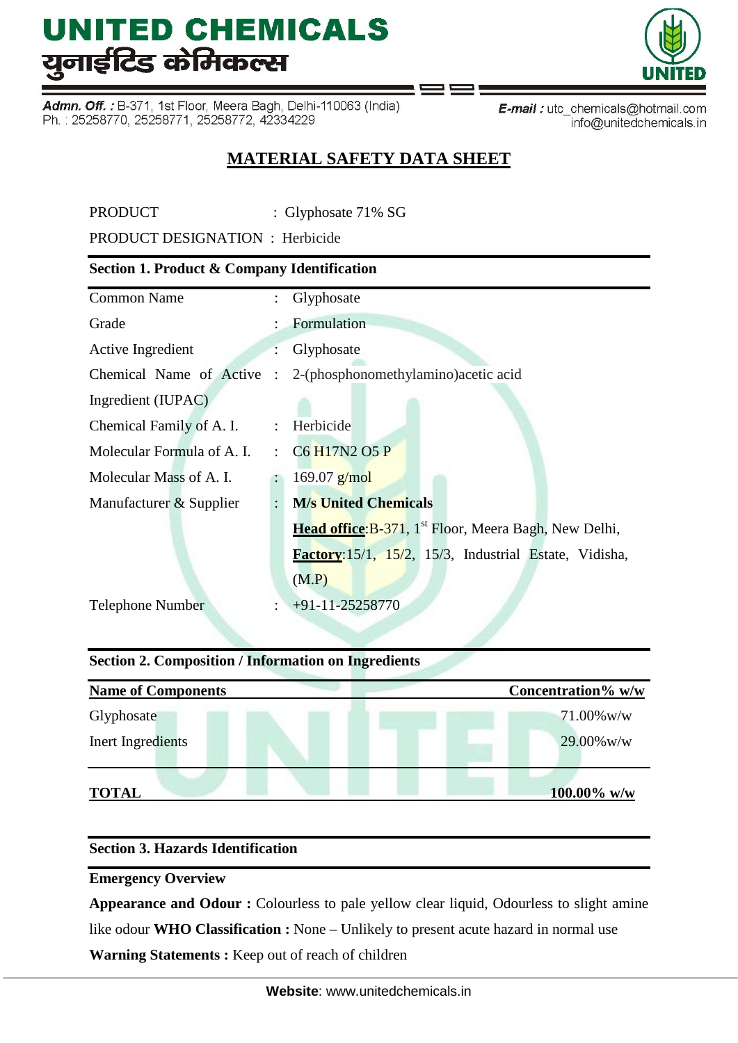# UNITED CHEMICALS
# युनाईटिड केमिकल्स

**Admn. Off. :** B-371, 1st Floor, Meera Bagh, Delhi-110063 (India)
Ph. : 25258770, 25258771, 25258772, 42334229

**E-mail :** utc_chemicals@hotmail.com
info@unitedchemicals.in

## MATERIAL SAFETY DATA SHEET

PRODUCT : Glyphosate 71% SG

PRODUCT DESIGNATION : Herbicide

### Section 1. Product & Company Identification

| | | |
|---|---|---|
| Common Name | : | Glyphosate |
| Grade | : | Formulation |
| Active Ingredient | : | Glyphosate |
| Chemical Name of Active Ingredient (IUPAC) | : | 2-(phosphonomethylamino)acetic acid |
| Chemical Family of A. I. | : | Herbicide |
| Molecular Formula of A. I. | : | C6 H17N2 O5 P |
| Molecular Mass of A. I. | : | 169.07 g/mol |
| Manufacturer & Supplier | : | **M/s United Chemicals**<br>**Head office**:B-371, 1st Floor, Meera Bagh, New Delhi,<br>**Factory**:15/1, 15/2, 15/3, Industrial Estate, Vidisha, (M.P) |
| Telephone Number | : | +91-11-25258770 |

### Section 2. Composition / Information on Ingredients

| Name of Components | Concentration% w/w |
|---|---|
| Glyphosate | 71.00%w/w |
| Inert Ingredients | 29.00%w/w |
| **TOTAL** | **100.00% w/w** |

### Section 3. Hazards Identification

**Emergency Overview**

**Appearance and Odour :** Colourless to pale yellow clear liquid, Odourless to slight amine like odour **WHO Classification :** None – Unlikely to present acute hazard in normal use

**Warning Statements :** Keep out of reach of children

**Website**: www.unitedchemicals.in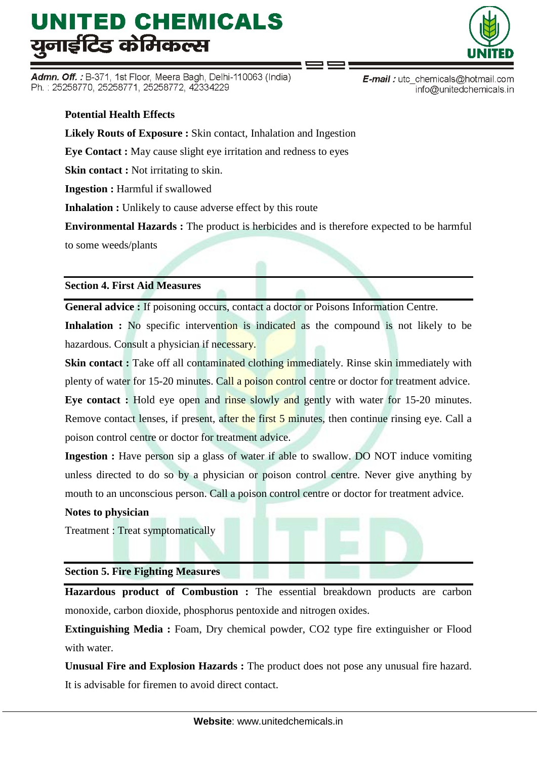**Potential Health Effects**

**Likely Routs of Exposure :** Skin contact, Inhalation and Ingestion

**Eye Contact :** May cause slight eye irritation and redness to eyes

**Skin contact :** Not irritating to skin.

**Ingestion :** Harmful if swallowed

**Inhalation :** Unlikely to cause adverse effect by this route

**Environmental Hazards :** The product is herbicides and is therefore expected to be harmful to some weeds/plants

## Section 4. First Aid Measures

**General advice :** If poisoning occurs, contact a doctor or Poisons Information Centre.

**Inhalation :** No specific intervention is indicated as the compound is not likely to be hazardous. Consult a physician if necessary.

**Skin contact :** Take off all contaminated clothing immediately. Rinse skin immediately with plenty of water for 15-20 minutes. Call a poison control centre or doctor for treatment advice.

**Eye contact :** Hold eye open and rinse slowly and gently with water for 15-20 minutes. Remove contact lenses, if present, after the first 5 minutes, then continue rinsing eye. Call a poison control centre or doctor for treatment advice.

**Ingestion :** Have person sip a glass of water if able to swallow. DO NOT induce vomiting unless directed to do so by a physician or poison control centre. Never give anything by mouth to an unconscious person. Call a poison control centre or doctor for treatment advice.

**Notes to physician**

Treatment : Treat symptomatically

## Section 5. Fire Fighting Measures

**Hazardous product of Combustion :** The essential breakdown products are carbon monoxide, carbon dioxide, phosphorus pentoxide and nitrogen oxides.

**Extinguishing Media :** Foam, Dry chemical powder, $CO_2$ type fire extinguisher or Flood with water.

**Unusual Fire and Explosion Hazards :** The product does not pose any unusual fire hazard. It is advisable for firemen to avoid direct contact.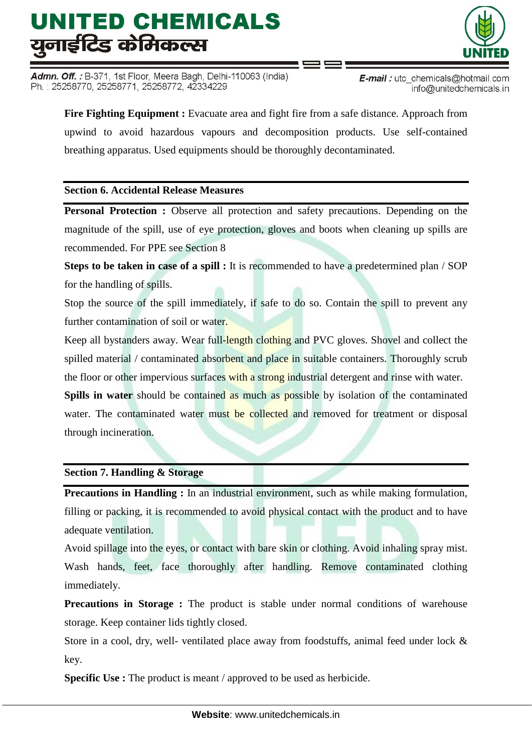**Fire Fighting Equipment :** Evacuate area and fight fire from a safe distance. Approach from upwind to avoid hazardous vapours and decomposition products. Use self-contained breathing apparatus. Used equipments should be thoroughly decontaminated.

## Section 6. Accidental Release Measures

**Personal Protection :** Observe all protection and safety precautions. Depending on the magnitude of the spill, use of eye protection, gloves and boots when cleaning up spills are recommended. For PPE see Section 8

**Steps to be taken in case of a spill :** It is recommended to have a predetermined plan / SOP for the handling of spills.

Stop the source of the spill immediately, if safe to do so. Contain the spill to prevent any further contamination of soil or water.

Keep all bystanders away. Wear full-length clothing and PVC gloves. Shovel and collect the spilled material / contaminated absorbent and place in suitable containers. Thoroughly scrub the floor or other impervious surfaces with a strong industrial detergent and rinse with water.

**Spills in water** should be contained as much as possible by isolation of the contaminated water. The contaminated water must be collected and removed for treatment or disposal through incineration.

## Section 7. Handling & Storage

**Precautions in Handling :** In an industrial environment, such as while making formulation, filling or packing, it is recommended to avoid physical contact with the product and to have adequate ventilation.

Avoid spillage into the eyes, or contact with bare skin or clothing. Avoid inhaling spray mist. Wash hands, feet, face thoroughly after handling. Remove contaminated clothing immediately.

**Precautions in Storage :** The product is stable under normal conditions of warehouse storage. Keep container lids tightly closed.

Store in a cool, dry, well- ventilated place away from foodstuffs, animal feed under lock & key.

**Specific Use :** The product is meant / approved to be used as herbicide.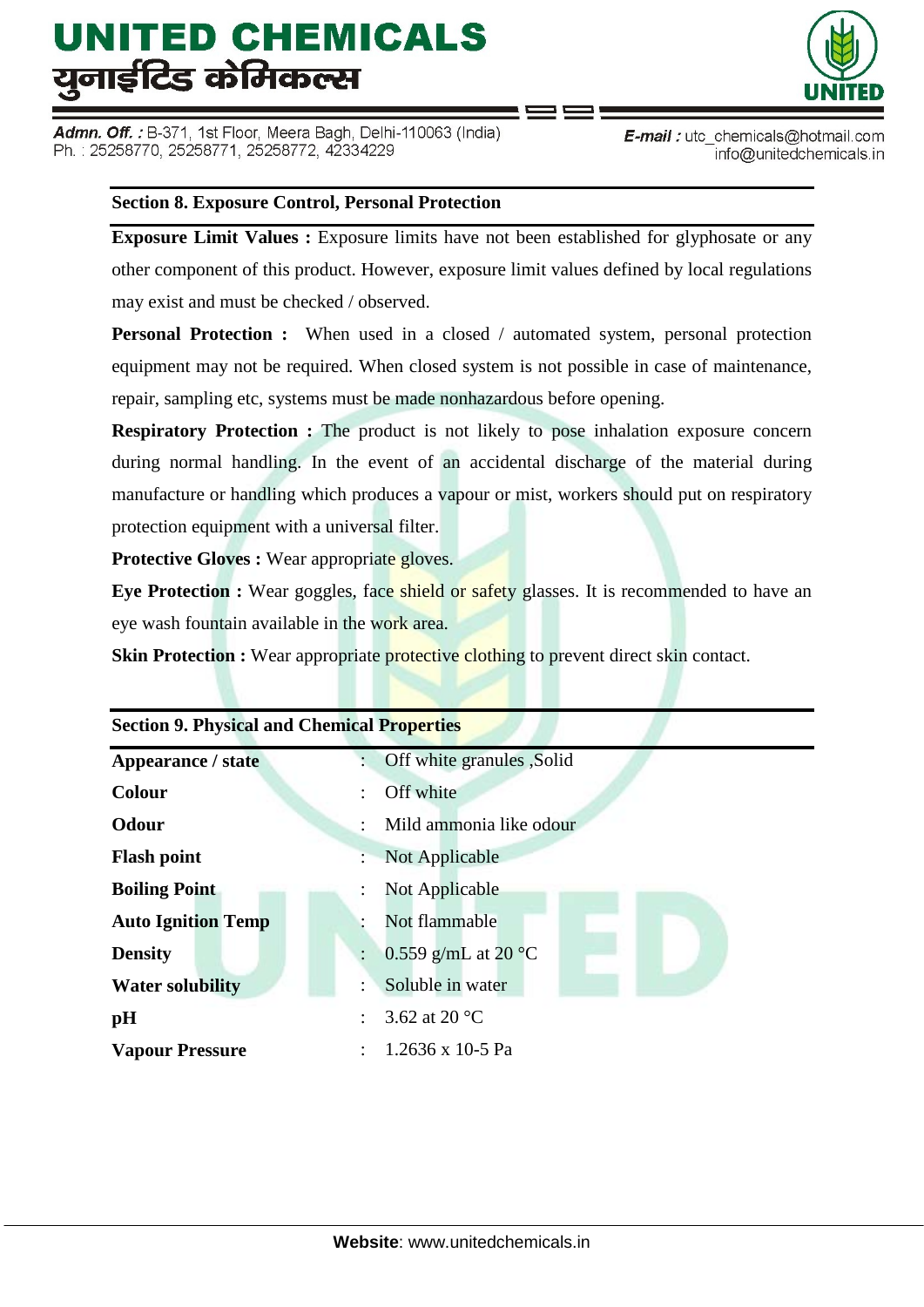## Section 8. Exposure Control, Personal Protection

**Exposure Limit Values :** Exposure limits have not been established for glyphosate or any other component of this product. However, exposure limit values defined by local regulations may exist and must be checked / observed.

**Personal Protection :** When used in a closed / automated system, personal protection equipment may not be required. When closed system is not possible in case of maintenance, repair, sampling etc, systems must be made nonhazardous before opening.

**Respiratory Protection :** The product is not likely to pose inhalation exposure concern during normal handling. In the event of an accidental discharge of the material during manufacture or handling which produces a vapour or mist, workers should put on respiratory protection equipment with a universal filter.

**Protective Gloves :** Wear appropriate gloves.

**Eye Protection :** Wear goggles, face shield or safety glasses. It is recommended to have an eye wash fountain available in the work area.

**Skin Protection :** Wear appropriate protective clothing to prevent direct skin contact.

## Section 9. Physical and Chemical Properties

| | | |
|---|---|---|
| **Appearance / state** | : | Off white granules ,Solid |
| **Colour** | : | Off white |
| **Odour** | : | Mild ammonia like odour |
| **Flash point** | : | Not Applicable |
| **Boiling Point** | : | Not Applicable |
| **Auto Ignition Temp** | : | Not flammable |
| **Density** | : | 0.559 g/mL at 20 °C |
| **Water solubility** | : | Soluble in water |
| **pH** | : | 3.62 at 20 °C |
| **Vapour Pressure** | : | 1.2636 x 10-5 Pa |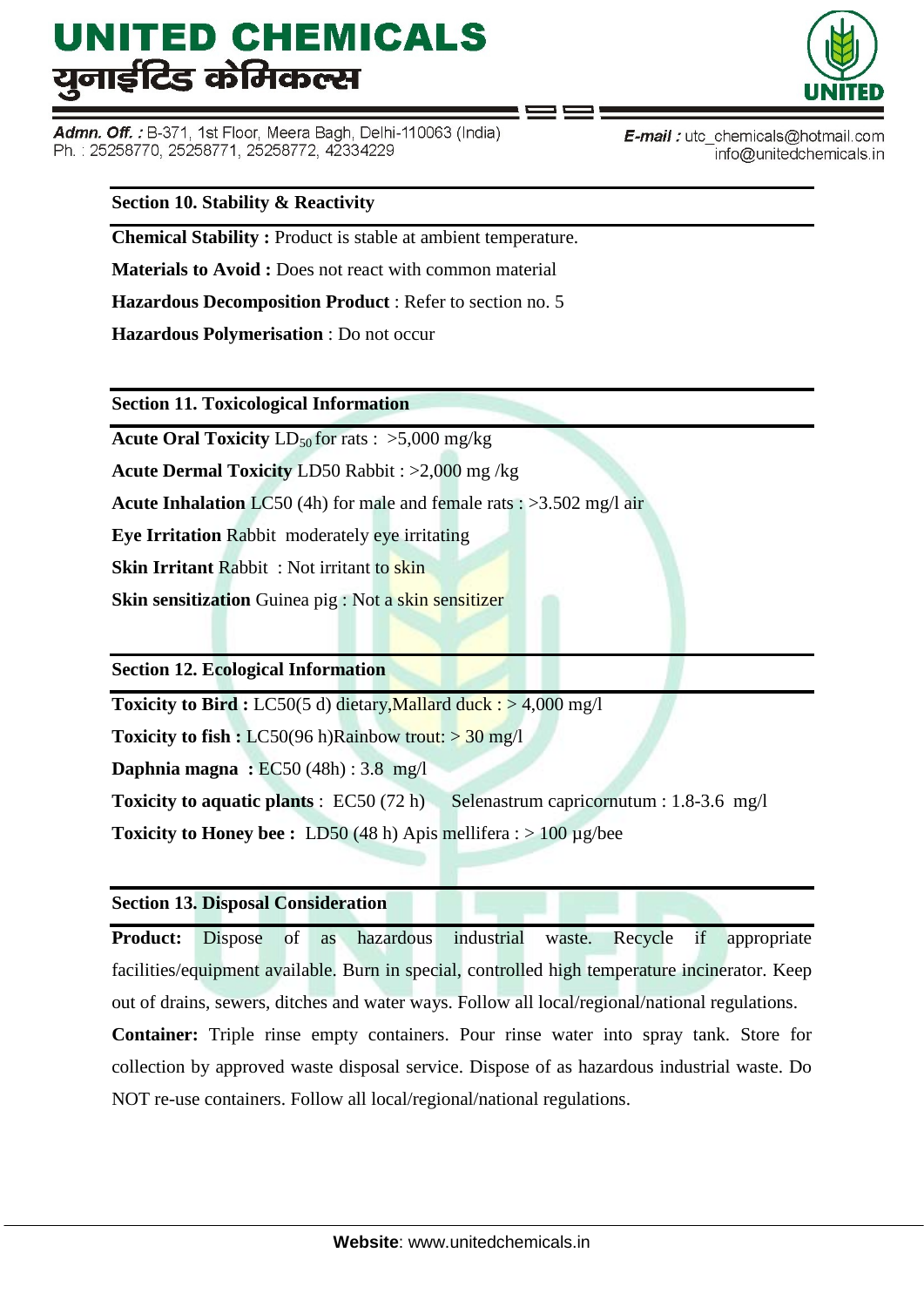## Section 10. Stability & Reactivity

**Chemical Stability :** Product is stable at ambient temperature.

**Materials to Avoid :** Does not react with common material

**Hazardous Decomposition Product** : Refer to section no. 5

**Hazardous Polymerisation** : Do not occur

## Section 11. Toxicological Information

**Acute Oral Toxicity** $LD_{50}$ for rats : >5,000 mg/kg

**Acute Dermal Toxicity** LD50 Rabbit : >2,000 mg /kg

**Acute Inhalation** LC50 (4h) for male and female rats : >3.502 mg/l air

**Eye Irritation** Rabbit moderately eye irritating

**Skin Irritant** Rabbit : Not irritant to skin

**Skin sensitization** Guinea pig : Not a skin sensitizer

## Section 12. Ecological Information

**Toxicity to Bird :** LC50(5 d) dietary,Mallard duck : > 4,000 mg/l

**Toxicity to fish :** LC50(96 h)Rainbow trout: > 30 mg/l

**Daphnia magna :** EC50 (48h) : 3.8 mg/l

**Toxicity to aquatic plants** : EC50 (72 h) Selenastrum capricornutum : 1.8-3.6 mg/l

**Toxicity to Honey bee :** LD50 (48 h) Apis mellifera : > 100 µg/bee

## Section 13. Disposal Consideration

**Product:** Dispose of as hazardous industrial waste. Recycle if appropriate facilities/equipment available. Burn in special, controlled high temperature incinerator. Keep out of drains, sewers, ditches and water ways. Follow all local/regional/national regulations.

**Container:** Triple rinse empty containers. Pour rinse water into spray tank. Store for collection by approved waste disposal service. Dispose of as hazardous industrial waste. Do NOT re-use containers. Follow all local/regional/national regulations.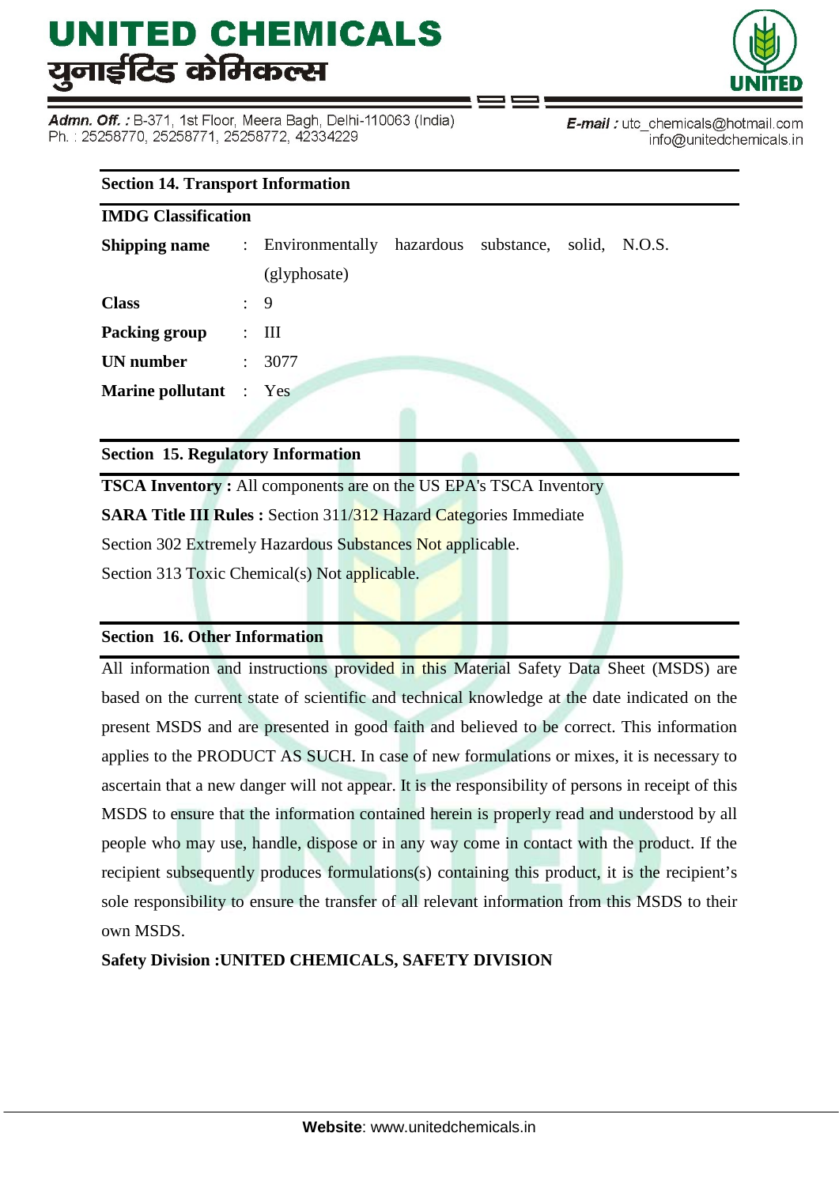## Section 14. Transport Information

**IMDG Classification**

| | | |
|---|---|---|
| **Shipping name** | : | Environmentally hazardous substance, solid, N.O.S. (glyphosate) |
| **Class** | : | 9 |
| **Packing group** | : | III |
| **UN number** | : | 3077 |
| **Marine pollutant** | : | Yes |

## Section 15. Regulatory Information

**TSCA Inventory :** All components are on the US EPA's TSCA Inventory

**SARA Title III Rules :** Section 311/312 Hazard Categories Immediate

Section 302 Extremely Hazardous Substances Not applicable.

Section 313 Toxic Chemical(s) Not applicable.

## Section 16. Other Information

All information and instructions provided in this Material Safety Data Sheet (MSDS) are based on the current state of scientific and technical knowledge at the date indicated on the present MSDS and are presented in good faith and believed to be correct. This information applies to the PRODUCT AS SUCH. In case of new formulations or mixes, it is necessary to ascertain that a new danger will not appear. It is the responsibility of persons in receipt of this MSDS to ensure that the information contained herein is properly read and understood by all people who may use, handle, dispose or in any way come in contact with the product. If the recipient subsequently produces formulations(s) containing this product, it is the recipient's sole responsibility to ensure the transfer of all relevant information from this MSDS to their own MSDS.

**Safety Division :UNITED CHEMICALS, SAFETY DIVISION**